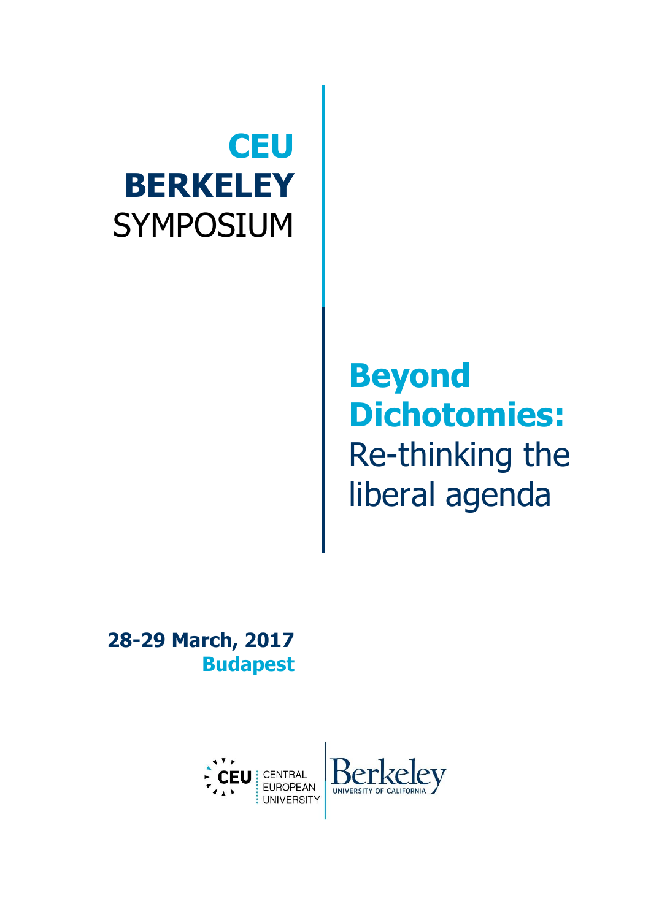# CEU BERKELEY SYMPOSIUM

# **Beyond Dichotomies:** Re-thinking the liberal agenda

**28-29 March, 2017**
**Budapest**

CEU CENTRAL EUROPEAN UNIVERSITY | Berkeley UNIVERSITY OF CALIFORNIA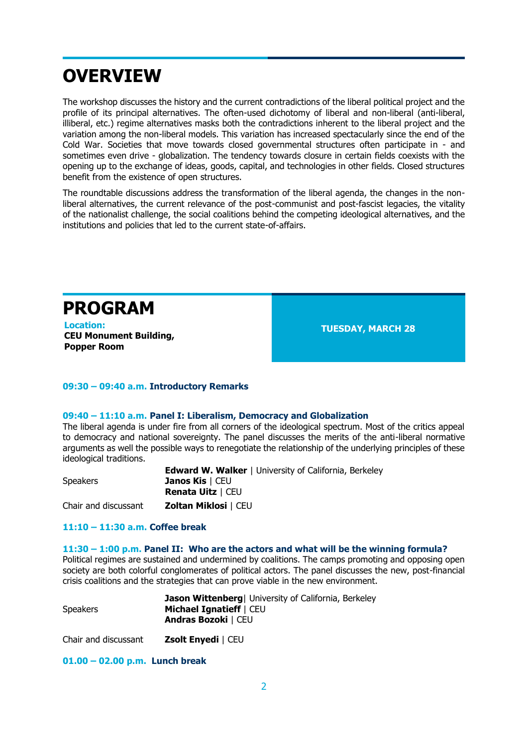# OVERVIEW

The workshop discusses the history and the current contradictions of the liberal political project and the profile of its principal alternatives. The often-used dichotomy of liberal and non-liberal (anti-liberal, illiberal, etc.) regime alternatives masks both the contradictions inherent to the liberal project and the variation among the non-liberal models. This variation has increased spectacularly since the end of the Cold War. Societies that move towards closed governmental structures often participate in - and sometimes even drive - globalization. The tendency towards closure in certain fields coexists with the opening up to the exchange of ideas, goods, capital, and technologies in other fields. Closed structures benefit from the existence of open structures.

The roundtable discussions address the transformation of the liberal agenda, the changes in the non-liberal alternatives, the current relevance of the post-communist and post-fascist legacies, the vitality of the nationalist challenge, the social coalitions behind the competing ideological alternatives, and the institutions and policies that led to the current state-of-affairs.

# PROGRAM

**Location:**
**CEU Monument Building, Popper Room**

**TUESDAY, MARCH 28**

**09:30 – 09:40 a.m. Introductory Remarks**

**09:40 – 11:10 a.m. Panel I: Liberalism, Democracy and Globalization**

The liberal agenda is under fire from all corners of the ideological spectrum. Most of the critics appeal to democracy and national sovereignty. The panel discusses the merits of the anti-liberal normative arguments as well the possible ways to renegotiate the relationship of the underlying principles of these ideological traditions.

Speakers
- **Edward W. Walker** | University of California, Berkeley
- **Janos Kis** | CEU
- **Renata Uitz** | CEU

Chair and discussant: **Zoltan Miklosi** | CEU

**11:10 – 11:30 a.m. Coffee break**

**11:30 – 1:00 p.m. Panel II: Who are the actors and what will be the winning formula?**

Political regimes are sustained and undermined by coalitions. The camps promoting and opposing open society are both colorful conglomerates of political actors. The panel discusses the new, post-financial crisis coalitions and the strategies that can prove viable in the new environment.

Speakers
- **Jason Wittenberg**| University of California, Berkeley
- **Michael Ignatieff** | CEU
- **Andras Bozoki** | CEU

Chair and discussant: **Zsolt Enyedi** | CEU

**01.00 – 02.00 p.m. Lunch break**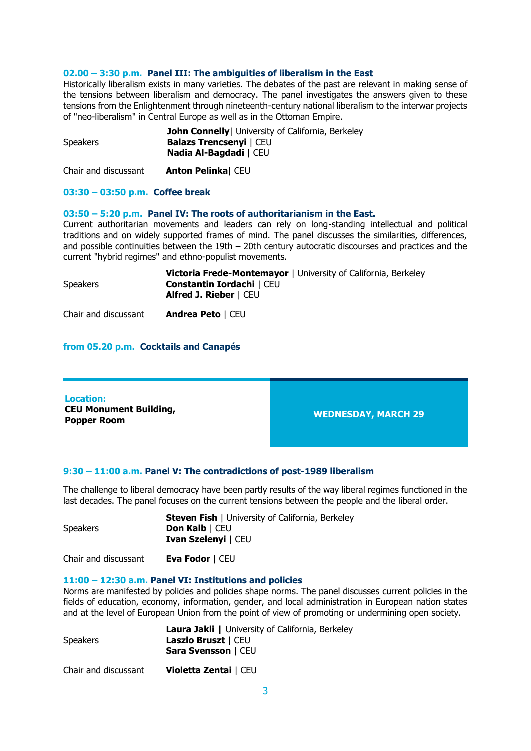**02.00 – 3:30 p.m. Panel III: The ambiguities of liberalism in the East**

Historically liberalism exists in many varieties. The debates of the past are relevant in making sense of the tensions between liberalism and democracy. The panel investigates the answers given to these tensions from the Enlightenment through nineteenth-century national liberalism to the interwar projects of "neo-liberalism" in Central Europe as well as in the Ottoman Empire.

| | |
|---|---|
| Speakers | **John Connelly**\| University of California, Berkeley<br>**Balazs Trencsenyi** \| CEU<br>**Nadia Al-Bagdadi** \| CEU |
| Chair and discussant | **Anton Pelinka**\| CEU |

**03:30 – 03:50 p.m. Coffee break**

**03:50 – 5:20 p.m. Panel IV: The roots of authoritarianism in the East.**

Current authoritarian movements and leaders can rely on long-standing intellectual and political traditions and on widely supported frames of mind. The panel discusses the similarities, differences, and possible continuities between the 19th – 20th century autocratic discourses and practices and the current "hybrid regimes" and ethno-populist movements.

| | |
|---|---|
| Speakers | **Victoria Frede-Montemayor** \| University of California, Berkeley<br>**Constantin Iordachi** \| CEU<br>**Alfred J. Rieber** \| CEU |
| Chair and discussant | **Andrea Peto** \| CEU |

**from 05.20 p.m. Cocktails and Canapés**

**Location:**
**CEU Monument Building, Popper Room**

## WEDNESDAY, MARCH 29

**9:30 – 11:00 a.m. Panel V: The contradictions of post-1989 liberalism**

The challenge to liberal democracy have been partly results of the way liberal regimes functioned in the last decades. The panel focuses on the current tensions between the people and the liberal order.

| | |
|---|---|
| Speakers | **Steven Fish** \| University of California, Berkeley<br>**Don Kalb** \| CEU<br>**Ivan Szelenyi** \| CEU |
| Chair and discussant | **Eva Fodor** \| CEU |

**11:00 – 12:30 a.m. Panel VI: Institutions and policies**

Norms are manifested by policies and policies shape norms. The panel discusses current policies in the fields of education, economy, information, gender, and local administration in European nation states and at the level of European Union from the point of view of promoting or undermining open society.

| | |
|---|---|
| Speakers | **Laura Jakli \|** University of California, Berkeley<br>**Laszlo Bruszt** \| CEU<br>**Sara Svensson** \| CEU |
| Chair and discussant | **Violetta Zentai** \| CEU |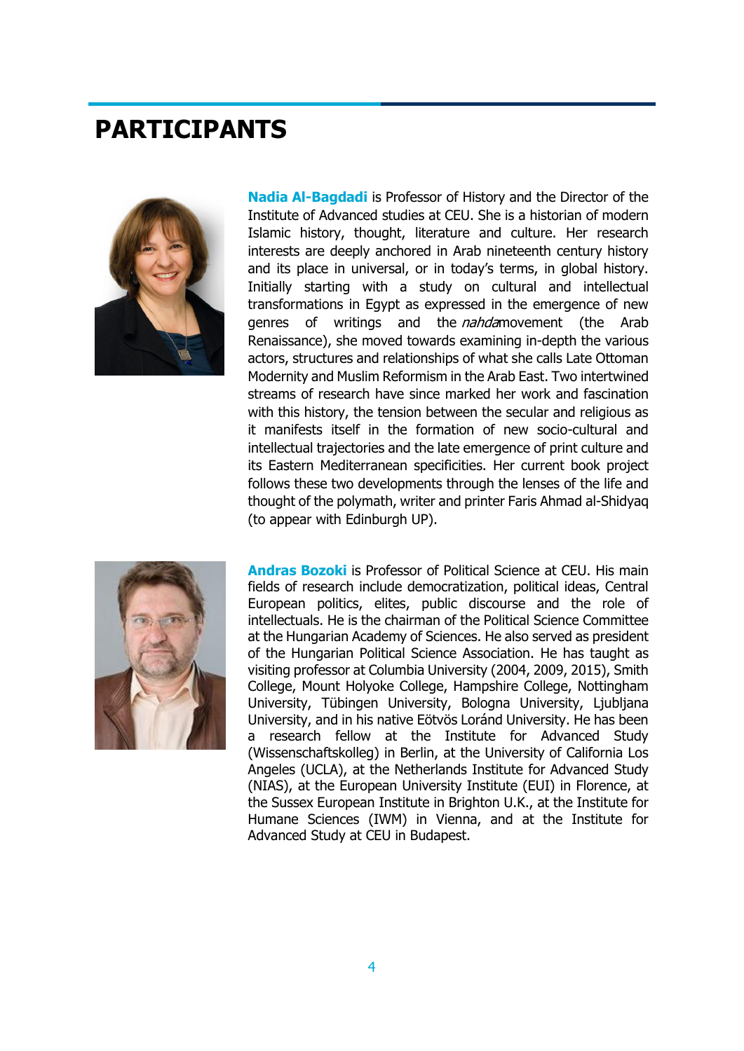# PARTICIPANTS

**Nadia Al-Bagdadi** is Professor of History and the Director of the Institute of Advanced studies at CEU. She is a historian of modern Islamic history, thought, literature and culture. Her research interests are deeply anchored in Arab nineteenth century history and its place in universal, or in today's terms, in global history. Initially starting with a study on cultural and intellectual transformations in Egypt as expressed in the emergence of new genres of writings and the *nahda*movement (the Arab Renaissance), she moved towards examining in-depth the various actors, structures and relationships of what she calls Late Ottoman Modernity and Muslim Reformism in the Arab East. Two intertwined streams of research have since marked her work and fascination with this history, the tension between the secular and religious as it manifests itself in the formation of new socio-cultural and intellectual trajectories and the late emergence of print culture and its Eastern Mediterranean specificities. Her current book project follows these two developments through the lenses of the life and thought of the polymath, writer and printer Faris Ahmad al-Shidyaq (to appear with Edinburgh UP).

**Andras Bozoki** is Professor of Political Science at CEU. His main fields of research include democratization, political ideas, Central European politics, elites, public discourse and the role of intellectuals. He is the chairman of the Political Science Committee at the Hungarian Academy of Sciences. He also served as president of the Hungarian Political Science Association. He has taught as visiting professor at Columbia University (2004, 2009, 2015), Smith College, Mount Holyoke College, Hampshire College, Nottingham University, Tübingen University, Bologna University, Ljubljana University, and in his native Eötvös Loránd University. He has been a research fellow at the Institute for Advanced Study (Wissenschaftskolleg) in Berlin, at the University of California Los Angeles (UCLA), at the Netherlands Institute for Advanced Study (NIAS), at the European University Institute (EUI) in Florence, at the Sussex European Institute in Brighton U.K., at the Institute for Humane Sciences (IWM) in Vienna, and at the Institute for Advanced Study at CEU in Budapest.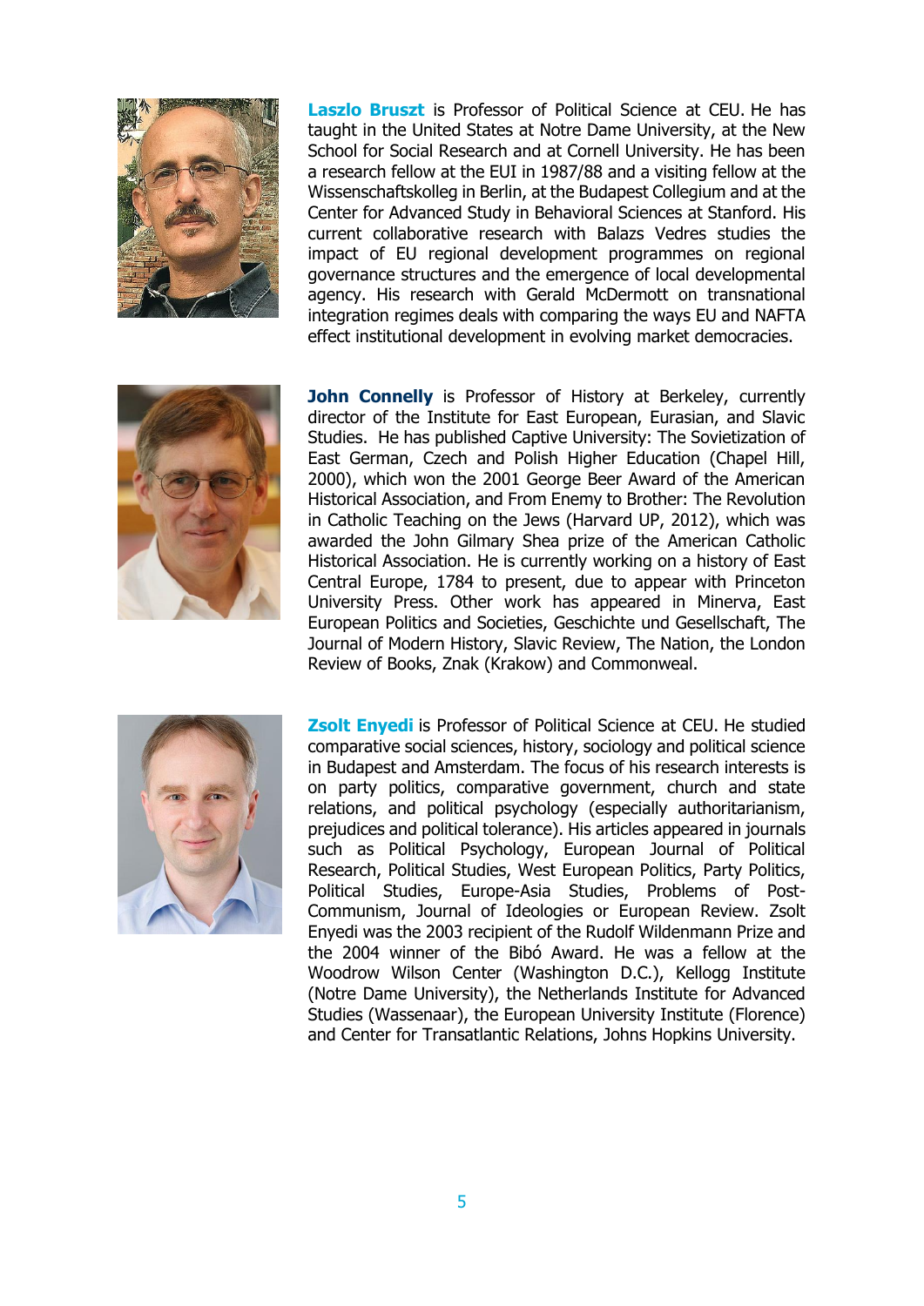**Laszlo Bruszt** is Professor of Political Science at CEU. He has taught in the United States at Notre Dame University, at the New School for Social Research and at Cornell University. He has been a research fellow at the EUI in 1987/88 and a visiting fellow at the Wissenschaftskolleg in Berlin, at the Budapest Collegium and at the Center for Advanced Study in Behavioral Sciences at Stanford. His current collaborative research with Balazs Vedres studies the impact of EU regional development programmes on regional governance structures and the emergence of local developmental agency. His research with Gerald McDermott on transnational integration regimes deals with comparing the ways EU and NAFTA effect institutional development in evolving market democracies.

**John Connelly** is Professor of History at Berkeley, currently director of the Institute for East European, Eurasian, and Slavic Studies. He has published Captive University: The Sovietization of East German, Czech and Polish Higher Education (Chapel Hill, 2000), which won the 2001 George Beer Award of the American Historical Association, and From Enemy to Brother: The Revolution in Catholic Teaching on the Jews (Harvard UP, 2012), which was awarded the John Gilmary Shea prize of the American Catholic Historical Association. He is currently working on a history of East Central Europe, 1784 to present, due to appear with Princeton University Press. Other work has appeared in Minerva, East European Politics and Societies, Geschichte und Gesellschaft, The Journal of Modern History, Slavic Review, The Nation, the London Review of Books, Znak (Krakow) and Commonweal.

**Zsolt Enyedi** is Professor of Political Science at CEU. He studied comparative social sciences, history, sociology and political science in Budapest and Amsterdam. The focus of his research interests is on party politics, comparative government, church and state relations, and political psychology (especially authoritarianism, prejudices and political tolerance). His articles appeared in journals such as Political Psychology, European Journal of Political Research, Political Studies, West European Politics, Party Politics, Political Studies, Europe-Asia Studies, Problems of Post-Communism, Journal of Ideologies or European Review. Zsolt Enyedi was the 2003 recipient of the Rudolf Wildenmann Prize and the 2004 winner of the Bibó Award. He was a fellow at the Woodrow Wilson Center (Washington D.C.), Kellogg Institute (Notre Dame University), the Netherlands Institute for Advanced Studies (Wassenaar), the European University Institute (Florence) and Center for Transatlantic Relations, Johns Hopkins University.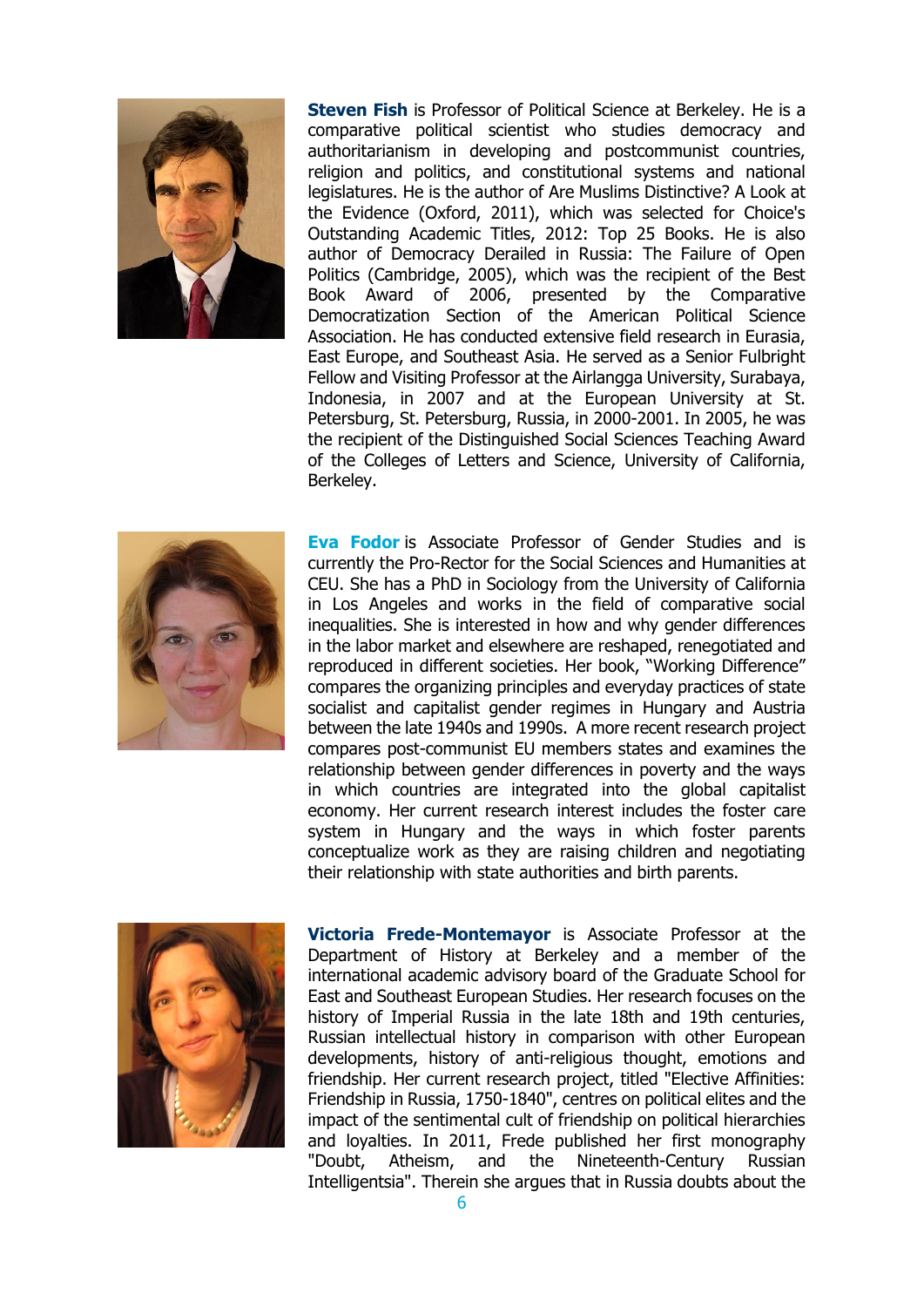**Steven Fish** is Professor of Political Science at Berkeley. He is a comparative political scientist who studies democracy and authoritarianism in developing and postcommunist countries, religion and politics, and constitutional systems and national legislatures. He is the author of Are Muslims Distinctive? A Look at the Evidence (Oxford, 2011), which was selected for Choice's Outstanding Academic Titles, 2012: Top 25 Books. He is also author of Democracy Derailed in Russia: The Failure of Open Politics (Cambridge, 2005), which was the recipient of the Best Book Award of 2006, presented by the Comparative Democratization Section of the American Political Science Association. He has conducted extensive field research in Eurasia, East Europe, and Southeast Asia. He served as a Senior Fulbright Fellow and Visiting Professor at the Airlangga University, Surabaya, Indonesia, in 2007 and at the European University at St. Petersburg, St. Petersburg, Russia, in 2000-2001. In 2005, he was the recipient of the Distinguished Social Sciences Teaching Award of the Colleges of Letters and Science, University of California, Berkeley.

**Eva Fodor** is Associate Professor of Gender Studies and is currently the Pro-Rector for the Social Sciences and Humanities at CEU. She has a PhD in Sociology from the University of California in Los Angeles and works in the field of comparative social inequalities. She is interested in how and why gender differences in the labor market and elsewhere are reshaped, renegotiated and reproduced in different societies. Her book, "Working Difference" compares the organizing principles and everyday practices of state socialist and capitalist gender regimes in Hungary and Austria between the late 1940s and 1990s. A more recent research project compares post-communist EU members states and examines the relationship between gender differences in poverty and the ways in which countries are integrated into the global capitalist economy. Her current research interest includes the foster care system in Hungary and the ways in which foster parents conceptualize work as they are raising children and negotiating their relationship with state authorities and birth parents.

**Victoria Frede-Montemayor** is Associate Professor at the Department of History at Berkeley and a member of the international academic advisory board of the Graduate School for East and Southeast European Studies. Her research focuses on the history of Imperial Russia in the late 18th and 19th centuries, Russian intellectual history in comparison with other European developments, history of anti-religious thought, emotions and friendship. Her current research project, titled "Elective Affinities: Friendship in Russia, 1750-1840", centres on political elites and the impact of the sentimental cult of friendship on political hierarchies and loyalties. In 2011, Frede published her first monography "Doubt, Atheism, and the Nineteenth-Century Russian Intelligentsia". Therein she argues that in Russia doubts about the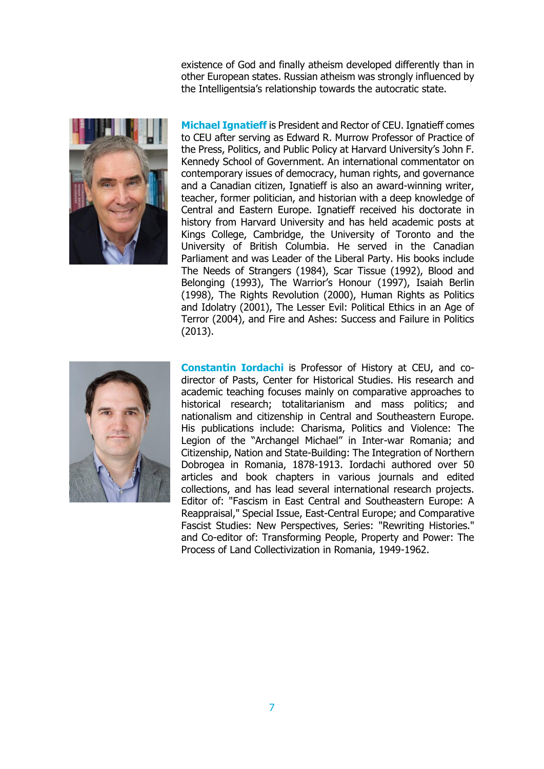existence of God and finally atheism developed differently than in other European states. Russian atheism was strongly influenced by the Intelligentsia's relationship towards the autocratic state.

**Michael Ignatieff** is President and Rector of CEU. Ignatieff comes to CEU after serving as Edward R. Murrow Professor of Practice of the Press, Politics, and Public Policy at Harvard University's John F. Kennedy School of Government. An international commentator on contemporary issues of democracy, human rights, and governance and a Canadian citizen, Ignatieff is also an award-winning writer, teacher, former politician, and historian with a deep knowledge of Central and Eastern Europe. Ignatieff received his doctorate in history from Harvard University and has held academic posts at Kings College, Cambridge, the University of Toronto and the University of British Columbia. He served in the Canadian Parliament and was Leader of the Liberal Party. His books include The Needs of Strangers (1984), Scar Tissue (1992), Blood and Belonging (1993), The Warrior's Honour (1997), Isaiah Berlin (1998), The Rights Revolution (2000), Human Rights as Politics and Idolatry (2001), The Lesser Evil: Political Ethics in an Age of Terror (2004), and Fire and Ashes: Success and Failure in Politics (2013).

**Constantin Iordachi** is Professor of History at CEU, and co-director of Pasts, Center for Historical Studies. His research and academic teaching focuses mainly on comparative approaches to historical research; totalitarianism and mass politics; and nationalism and citizenship in Central and Southeastern Europe. His publications include: Charisma, Politics and Violence: The Legion of the "Archangel Michael" in Inter-war Romania; and Citizenship, Nation and State-Building: The Integration of Northern Dobrogea in Romania, 1878-1913. Iordachi authored over 50 articles and book chapters in various journals and edited collections, and has lead several international research projects. Editor of: "Fascism in East Central and Southeastern Europe: A Reappraisal," Special Issue, East-Central Europe; and Comparative Fascist Studies: New Perspectives, Series: "Rewriting Histories." and Co-editor of: Transforming People, Property and Power: The Process of Land Collectivization in Romania, 1949-1962.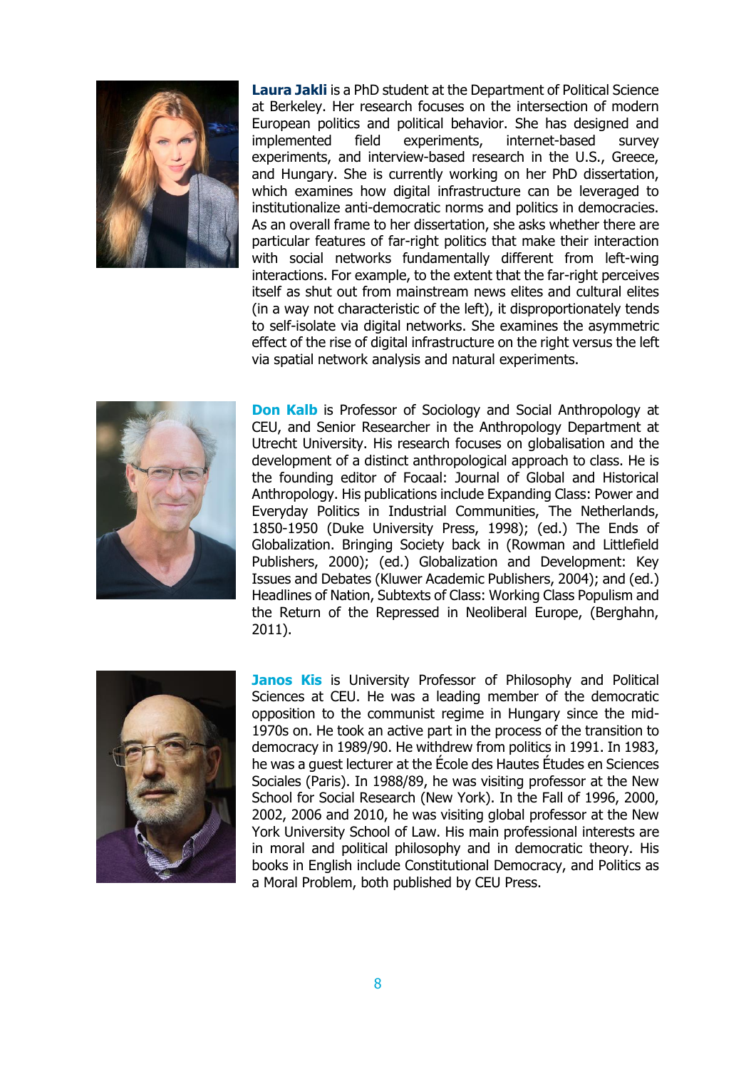**Laura Jakli** is a PhD student at the Department of Political Science at Berkeley. Her research focuses on the intersection of modern European politics and political behavior. She has designed and implemented field experiments, internet-based survey experiments, and interview-based research in the U.S., Greece, and Hungary. She is currently working on her PhD dissertation, which examines how digital infrastructure can be leveraged to institutionalize anti-democratic norms and politics in democracies. As an overall frame to her dissertation, she asks whether there are particular features of far-right politics that make their interaction with social networks fundamentally different from left-wing interactions. For example, to the extent that the far-right perceives itself as shut out from mainstream news elites and cultural elites (in a way not characteristic of the left), it disproportionately tends to self-isolate via digital networks. She examines the asymmetric effect of the rise of digital infrastructure on the right versus the left via spatial network analysis and natural experiments.

**Don Kalb** is Professor of Sociology and Social Anthropology at CEU, and Senior Researcher in the Anthropology Department at Utrecht University. His research focuses on globalisation and the development of a distinct anthropological approach to class. He is the founding editor of Focaal: Journal of Global and Historical Anthropology. His publications include Expanding Class: Power and Everyday Politics in Industrial Communities, The Netherlands, 1850-1950 (Duke University Press, 1998); (ed.) The Ends of Globalization. Bringing Society back in (Rowman and Littlefield Publishers, 2000); (ed.) Globalization and Development: Key Issues and Debates (Kluwer Academic Publishers, 2004); and (ed.) Headlines of Nation, Subtexts of Class: Working Class Populism and the Return of the Repressed in Neoliberal Europe, (Berghahn, 2011).

**Janos Kis** is University Professor of Philosophy and Political Sciences at CEU. He was a leading member of the democratic opposition to the communist regime in Hungary since the mid-1970s on. He took an active part in the process of the transition to democracy in 1989/90. He withdrew from politics in 1991. In 1983, he was a guest lecturer at the École des Hautes Études en Sciences Sociales (Paris). In 1988/89, he was visiting professor at the New School for Social Research (New York). In the Fall of 1996, 2000, 2002, 2006 and 2010, he was visiting global professor at the New York University School of Law. His main professional interests are in moral and political philosophy and in democratic theory. His books in English include Constitutional Democracy, and Politics as a Moral Problem, both published by CEU Press.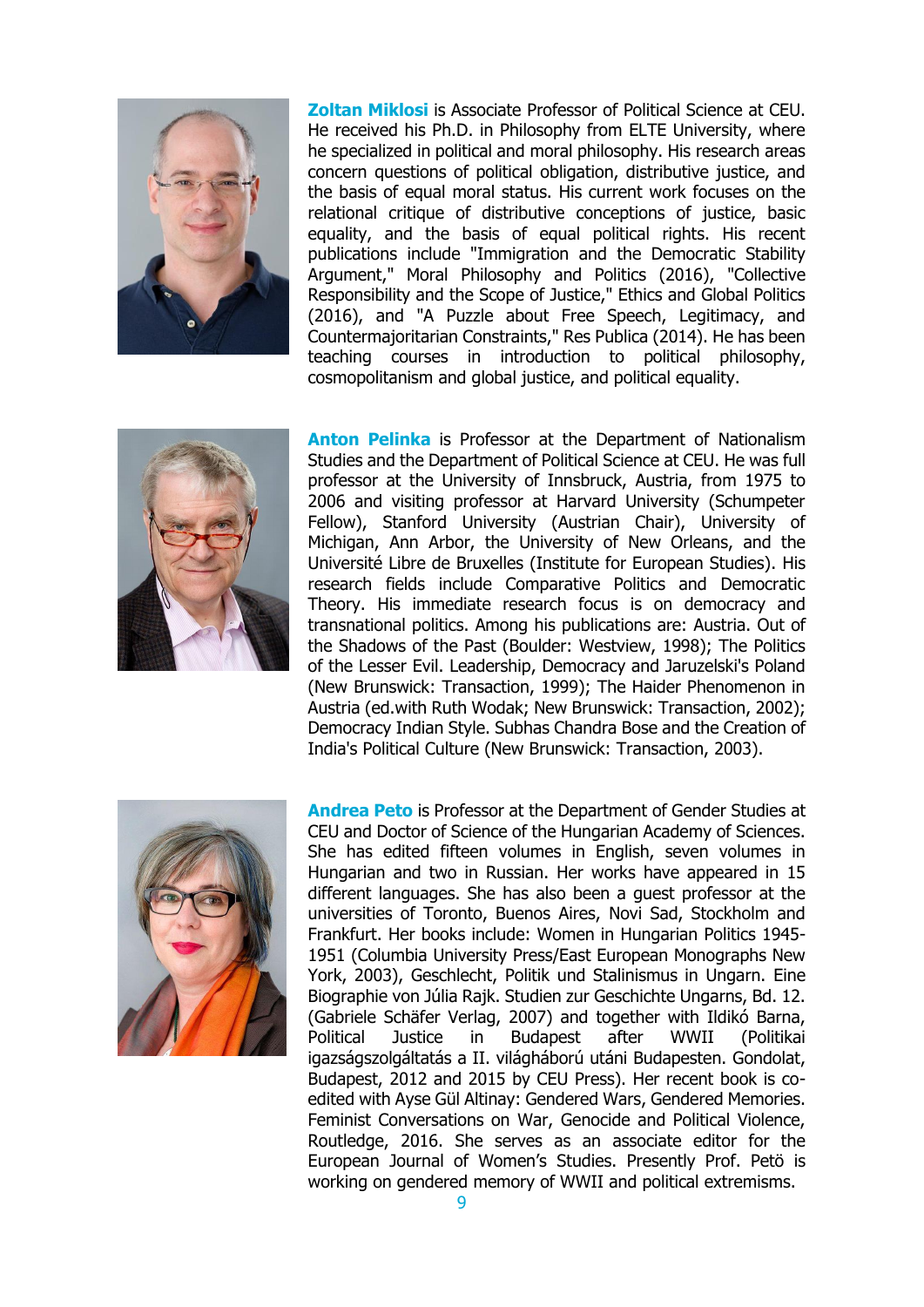**Zoltan Miklosi** is Associate Professor of Political Science at CEU. He received his Ph.D. in Philosophy from ELTE University, where he specialized in political and moral philosophy. His research areas concern questions of political obligation, distributive justice, and the basis of equal moral status. His current work focuses on the relational critique of distributive conceptions of justice, basic equality, and the basis of equal political rights. His recent publications include "Immigration and the Democratic Stability Argument," Moral Philosophy and Politics (2016), "Collective Responsibility and the Scope of Justice," Ethics and Global Politics (2016), and "A Puzzle about Free Speech, Legitimacy, and Countermajoritarian Constraints," Res Publica (2014). He has been teaching courses in introduction to political philosophy, cosmopolitanism and global justice, and political equality.

**Anton Pelinka** is Professor at the Department of Nationalism Studies and the Department of Political Science at CEU. He was full professor at the University of Innsbruck, Austria, from 1975 to 2006 and visiting professor at Harvard University (Schumpeter Fellow), Stanford University (Austrian Chair), University of Michigan, Ann Arbor, the University of New Orleans, and the Université Libre de Bruxelles (Institute for European Studies). His research fields include Comparative Politics and Democratic Theory. His immediate research focus is on democracy and transnational politics. Among his publications are: Austria. Out of the Shadows of the Past (Boulder: Westview, 1998); The Politics of the Lesser Evil. Leadership, Democracy and Jaruzelski's Poland (New Brunswick: Transaction, 1999); The Haider Phenomenon in Austria (ed.with Ruth Wodak; New Brunswick: Transaction, 2002); Democracy Indian Style. Subhas Chandra Bose and the Creation of India's Political Culture (New Brunswick: Transaction, 2003).

**Andrea Peto** is Professor at the Department of Gender Studies at CEU and Doctor of Science of the Hungarian Academy of Sciences. She has edited fifteen volumes in English, seven volumes in Hungarian and two in Russian. Her works have appeared in 15 different languages. She has also been a guest professor at the universities of Toronto, Buenos Aires, Novi Sad, Stockholm and Frankfurt. Her books include: Women in Hungarian Politics 1945-1951 (Columbia University Press/East European Monographs New York, 2003), Geschlecht, Politik und Stalinismus in Ungarn. Eine Biographie von Júlia Rajk. Studien zur Geschichte Ungarns, Bd. 12. (Gabriele Schäfer Verlag, 2007) and together with Ildikó Barna, Political Justice in Budapest after WWII (Politikai igazságszolgáltatás a II. világháború utáni Budapesten. Gondolat, Budapest, 2012 and 2015 by CEU Press). Her recent book is co-edited with Ayse Gül Altinay: Gendered Wars, Gendered Memories. Feminist Conversations on War, Genocide and Political Violence, Routledge, 2016. She serves as an associate editor for the European Journal of Women's Studies. Presently Prof. Petö is working on gendered memory of WWII and political extremisms.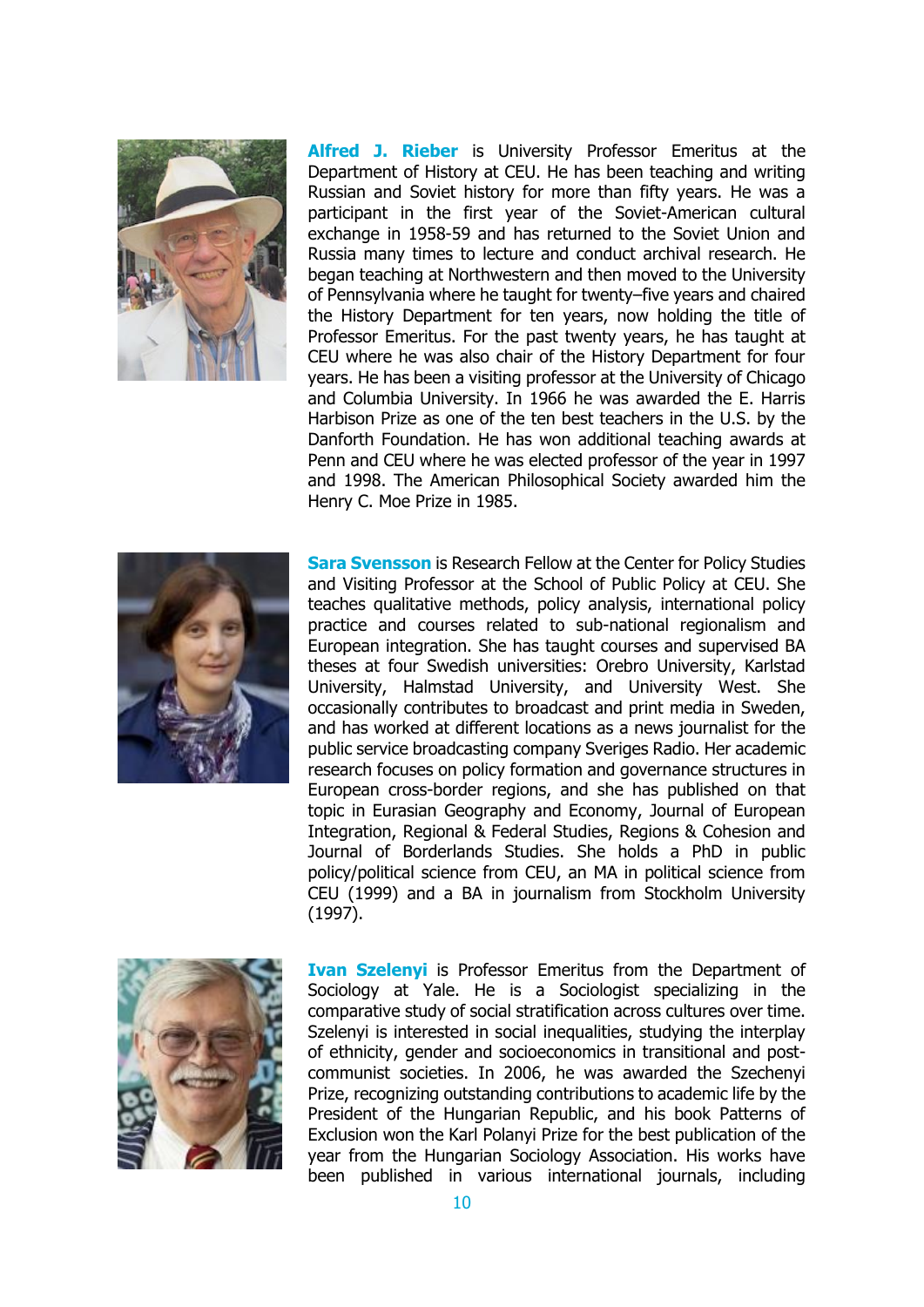**Alfred J. Rieber** is University Professor Emeritus at the Department of History at CEU. He has been teaching and writing Russian and Soviet history for more than fifty years. He was a participant in the first year of the Soviet-American cultural exchange in 1958-59 and has returned to the Soviet Union and Russia many times to lecture and conduct archival research. He began teaching at Northwestern and then moved to the University of Pennsylvania where he taught for twenty–five years and chaired the History Department for ten years, now holding the title of Professor Emeritus. For the past twenty years, he has taught at CEU where he was also chair of the History Department for four years. He has been a visiting professor at the University of Chicago and Columbia University. In 1966 he was awarded the E. Harris Harbison Prize as one of the ten best teachers in the U.S. by the Danforth Foundation. He has won additional teaching awards at Penn and CEU where he was elected professor of the year in 1997 and 1998. The American Philosophical Society awarded him the Henry C. Moe Prize in 1985.

**Sara Svensson** is Research Fellow at the Center for Policy Studies and Visiting Professor at the School of Public Policy at CEU. She teaches qualitative methods, policy analysis, international policy practice and courses related to sub-national regionalism and European integration. She has taught courses and supervised BA theses at four Swedish universities: Orebro University, Karlstad University, Halmstad University, and University West. She occasionally contributes to broadcast and print media in Sweden, and has worked at different locations as a news journalist for the public service broadcasting company Sveriges Radio. Her academic research focuses on policy formation and governance structures in European cross-border regions, and she has published on that topic in Eurasian Geography and Economy, Journal of European Integration, Regional & Federal Studies, Regions & Cohesion and Journal of Borderlands Studies. She holds a PhD in public policy/political science from CEU, an MA in political science from CEU (1999) and a BA in journalism from Stockholm University (1997).

**Ivan Szelenyi** is Professor Emeritus from the Department of Sociology at Yale. He is a Sociologist specializing in the comparative study of social stratification across cultures over time. Szelenyi is interested in social inequalities, studying the interplay of ethnicity, gender and socioeconomics in transitional and post-communist societies. In 2006, he was awarded the Szechenyi Prize, recognizing outstanding contributions to academic life by the President of the Hungarian Republic, and his book Patterns of Exclusion won the Karl Polanyi Prize for the best publication of the year from the Hungarian Sociology Association. His works have been published in various international journals, including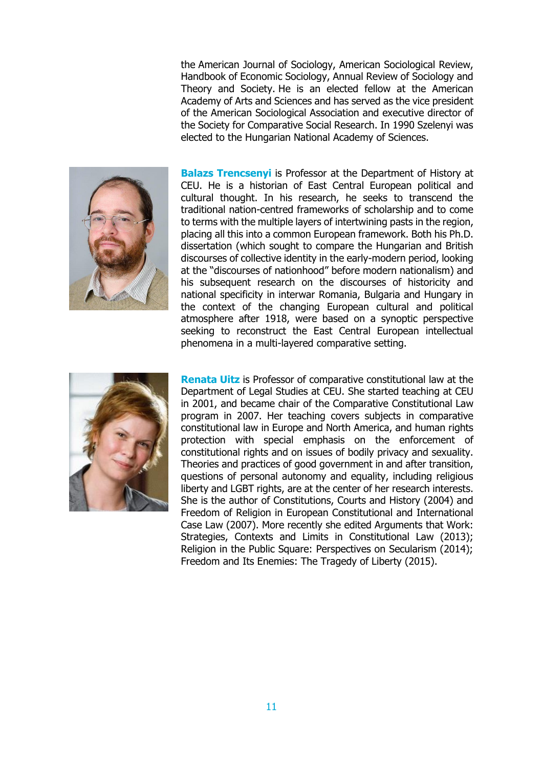the American Journal of Sociology, American Sociological Review, Handbook of Economic Sociology, Annual Review of Sociology and Theory and Society. He is an elected fellow at the American Academy of Arts and Sciences and has served as the vice president of the American Sociological Association and executive director of the Society for Comparative Social Research. In 1990 Szelenyi was elected to the Hungarian National Academy of Sciences.

**Balazs Trencsenyi** is Professor at the Department of History at CEU. He is a historian of East Central European political and cultural thought. In his research, he seeks to transcend the traditional nation-centred frameworks of scholarship and to come to terms with the multiple layers of intertwining pasts in the region, placing all this into a common European framework. Both his Ph.D. dissertation (which sought to compare the Hungarian and British discourses of collective identity in the early-modern period, looking at the "discourses of nationhood" before modern nationalism) and his subsequent research on the discourses of historicity and national specificity in interwar Romania, Bulgaria and Hungary in the context of the changing European cultural and political atmosphere after 1918, were based on a synoptic perspective seeking to reconstruct the East Central European intellectual phenomena in a multi-layered comparative setting.

**Renata Uitz** is Professor of comparative constitutional law at the Department of Legal Studies at CEU. She started teaching at CEU in 2001, and became chair of the Comparative Constitutional Law program in 2007. Her teaching covers subjects in comparative constitutional law in Europe and North America, and human rights protection with special emphasis on the enforcement of constitutional rights and on issues of bodily privacy and sexuality. Theories and practices of good government in and after transition, questions of personal autonomy and equality, including religious liberty and LGBT rights, are at the center of her research interests. She is the author of Constitutions, Courts and History (2004) and Freedom of Religion in European Constitutional and International Case Law (2007). More recently she edited Arguments that Work: Strategies, Contexts and Limits in Constitutional Law (2013); Religion in the Public Square: Perspectives on Secularism (2014); Freedom and Its Enemies: The Tragedy of Liberty (2015).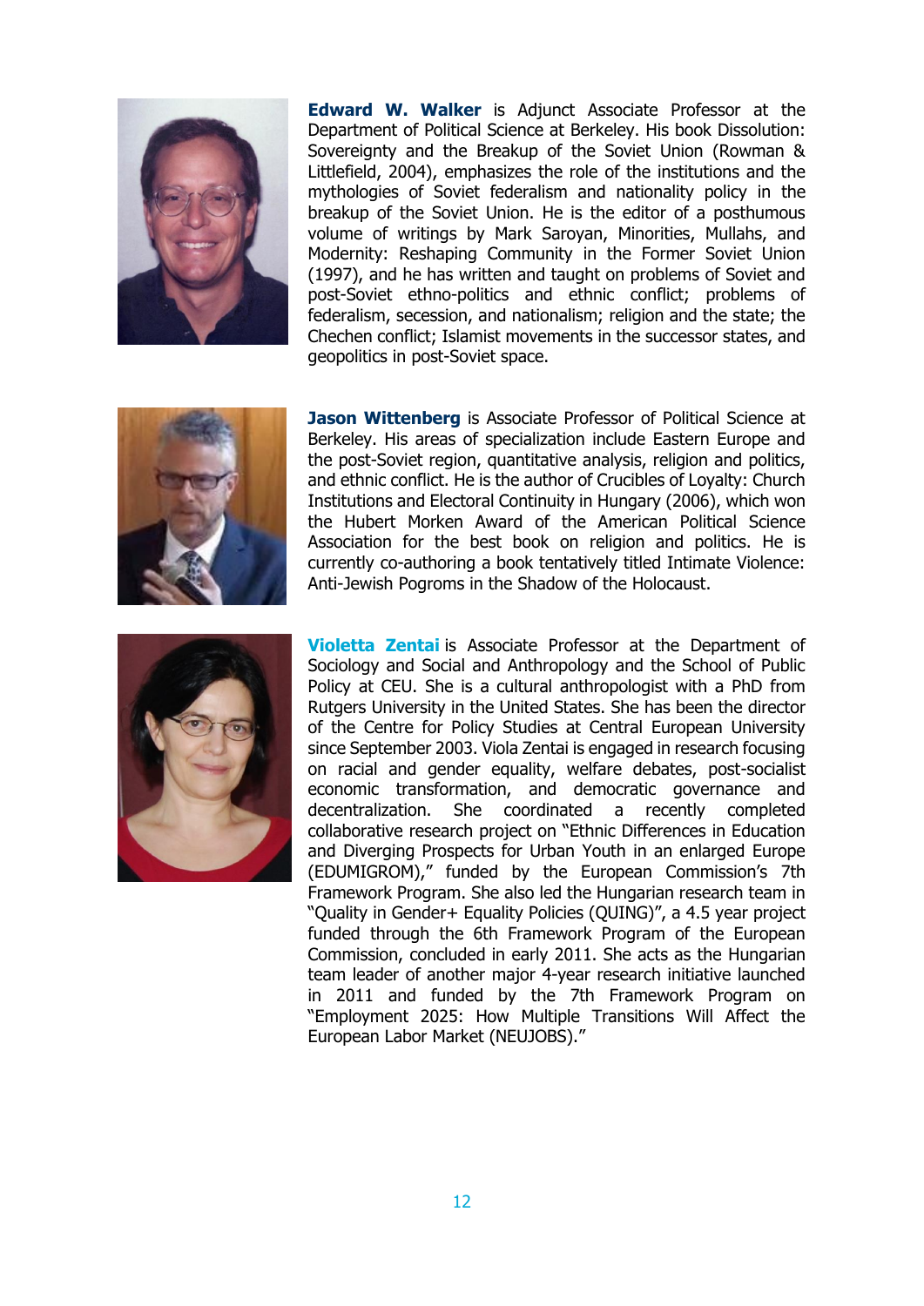**Edward W. Walker** is Adjunct Associate Professor at the Department of Political Science at Berkeley. His book Dissolution: Sovereignty and the Breakup of the Soviet Union (Rowman & Littlefield, 2004), emphasizes the role of the institutions and the mythologies of Soviet federalism and nationality policy in the breakup of the Soviet Union. He is the editor of a posthumous volume of writings by Mark Saroyan, Minorities, Mullahs, and Modernity: Reshaping Community in the Former Soviet Union (1997), and he has written and taught on problems of Soviet and post-Soviet ethno-politics and ethnic conflict; problems of federalism, secession, and nationalism; religion and the state; the Chechen conflict; Islamist movements in the successor states, and geopolitics in post-Soviet space.

**Jason Wittenberg** is Associate Professor of Political Science at Berkeley. His areas of specialization include Eastern Europe and the post-Soviet region, quantitative analysis, religion and politics, and ethnic conflict. He is the author of Crucibles of Loyalty: Church Institutions and Electoral Continuity in Hungary (2006), which won the Hubert Morken Award of the American Political Science Association for the best book on religion and politics. He is currently co-authoring a book tentatively titled Intimate Violence: Anti-Jewish Pogroms in the Shadow of the Holocaust.

**Violetta Zentai** is Associate Professor at the Department of Sociology and Social and Anthropology and the School of Public Policy at CEU. She is a cultural anthropologist with a PhD from Rutgers University in the United States. She has been the director of the Centre for Policy Studies at Central European University since September 2003. Viola Zentai is engaged in research focusing on racial and gender equality, welfare debates, post-socialist economic transformation, and democratic governance and decentralization. She coordinated a recently completed collaborative research project on "Ethnic Differences in Education and Diverging Prospects for Urban Youth in an enlarged Europe (EDUMIGROM)," funded by the European Commission's 7th Framework Program. She also led the Hungarian research team in "Quality in Gender+ Equality Policies (QUING)", a 4.5 year project funded through the 6th Framework Program of the European Commission, concluded in early 2011. She acts as the Hungarian team leader of another major 4-year research initiative launched in 2011 and funded by the 7th Framework Program on "Employment 2025: How Multiple Transitions Will Affect the European Labor Market (NEUJOBS)."